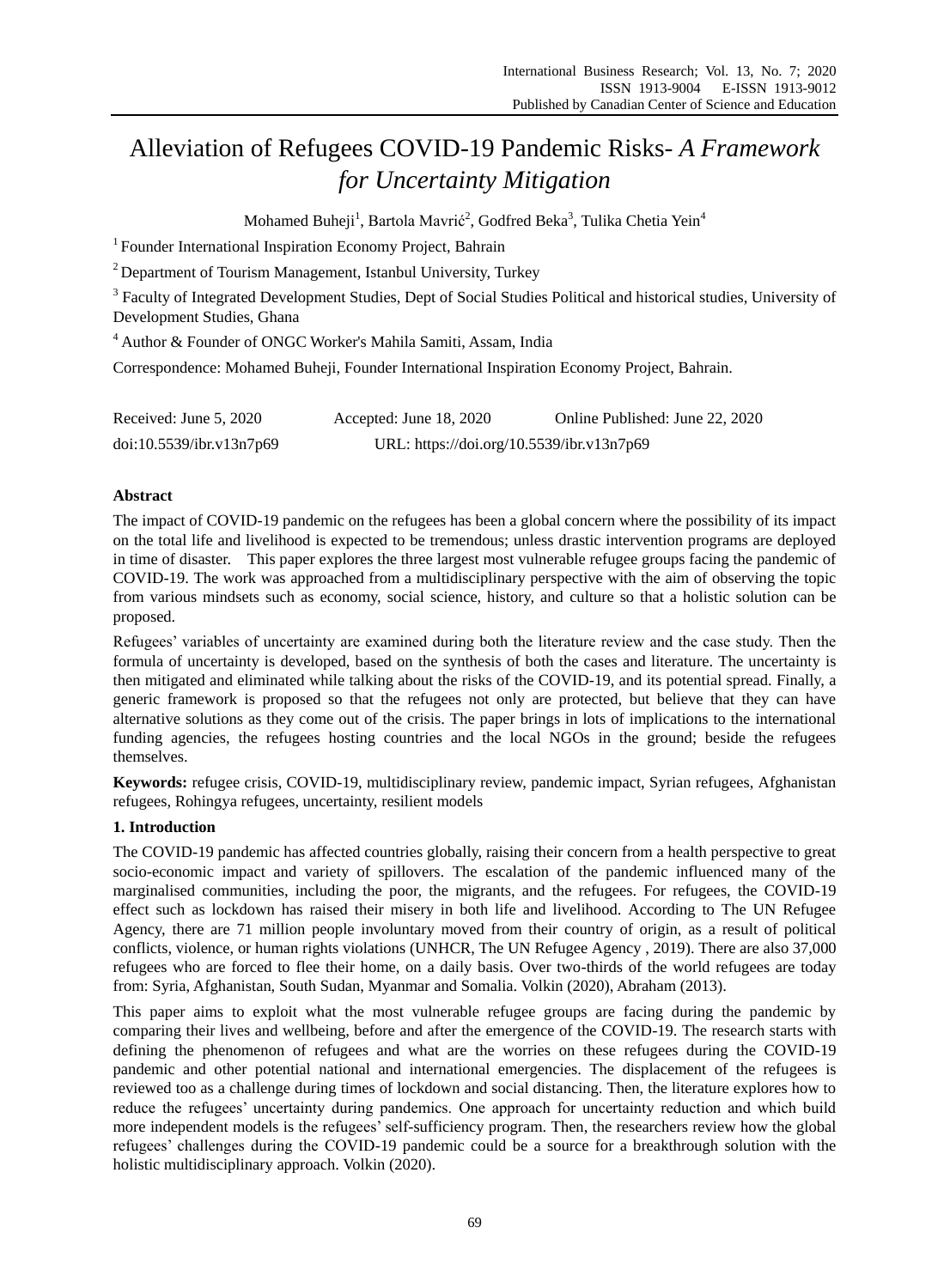# Alleviation of Refugees COVID-19 Pandemic Risks- *A Framework for Uncertainty Mitigation*

Mohamed Buheji[1], Bartola Mavrić[2], Godfred Beka[3], Tulika Chetia Yein[4]

[1] Founder International Inspiration Economy Project, Bahrain

[2] Department of Tourism Management, Istanbul University, Turkey

[3] Faculty of Integrated Development Studies, Dept of Social Studies Political and historical studies, University of Development Studies, Ghana

[4] Author & Founder of ONGC Worker's Mahila Samiti, Assam, India

Correspondence: Mohamed Buheji, Founder International Inspiration Economy Project, Bahrain.

Received: June 5, 2020 Accepted: June 18, 2020 Online Published: June 22, 2020

doi:10.5539/ibr.v13n7p69 URL: https://doi.org/10.5539/ibr.v13n7p69

## Abstract

The impact of COVID-19 pandemic on the refugees has been a global concern where the possibility of its impact on the total life and livelihood is expected to be tremendous; unless drastic intervention programs are deployed in time of disaster. This paper explores the three largest most vulnerable refugee groups facing the pandemic of COVID-19. The work was approached from a multidisciplinary perspective with the aim of observing the topic from various mindsets such as economy, social science, history, and culture so that a holistic solution can be proposed.

Refugees' variables of uncertainty are examined during both the literature review and the case study. Then the formula of uncertainty is developed, based on the synthesis of both the cases and literature. The uncertainty is then mitigated and eliminated while talking about the risks of the COVID-19, and its potential spread. Finally, a generic framework is proposed so that the refugees not only are protected, but believe that they can have alternative solutions as they come out of the crisis. The paper brings in lots of implications to the international funding agencies, the refugees hosting countries and the local NGOs in the ground; beside the refugees themselves.

**Keywords:** refugee crisis, COVID-19, multidisciplinary review, pandemic impact, Syrian refugees, Afghanistan refugees, Rohingya refugees, uncertainty, resilient models

## 1. Introduction

The COVID-19 pandemic has affected countries globally, raising their concern from a health perspective to great socio-economic impact and variety of spillovers. The escalation of the pandemic influenced many of the marginalised communities, including the poor, the migrants, and the refugees. For refugees, the COVID-19 effect such as lockdown has raised their misery in both life and livelihood. According to The UN Refugee Agency, there are 71 million people involuntary moved from their country of origin, as a result of political conflicts, violence, or human rights violations (UNHCR, The UN Refugee Agency , 2019). There are also 37,000 refugees who are forced to flee their home, on a daily basis. Over two-thirds of the world refugees are today from: Syria, Afghanistan, South Sudan, Myanmar and Somalia. Volkin (2020), Abraham (2013).

This paper aims to exploit what the most vulnerable refugee groups are facing during the pandemic by comparing their lives and wellbeing, before and after the emergence of the COVID-19. The research starts with defining the phenomenon of refugees and what are the worries on these refugees during the COVID-19 pandemic and other potential national and international emergencies. The displacement of the refugees is reviewed too as a challenge during times of lockdown and social distancing. Then, the literature explores how to reduce the refugees' uncertainty during pandemics. One approach for uncertainty reduction and which build more independent models is the refugees' self-sufficiency program. Then, the researchers review how the global refugees' challenges during the COVID-19 pandemic could be a source for a breakthrough solution with the holistic multidisciplinary approach. Volkin (2020).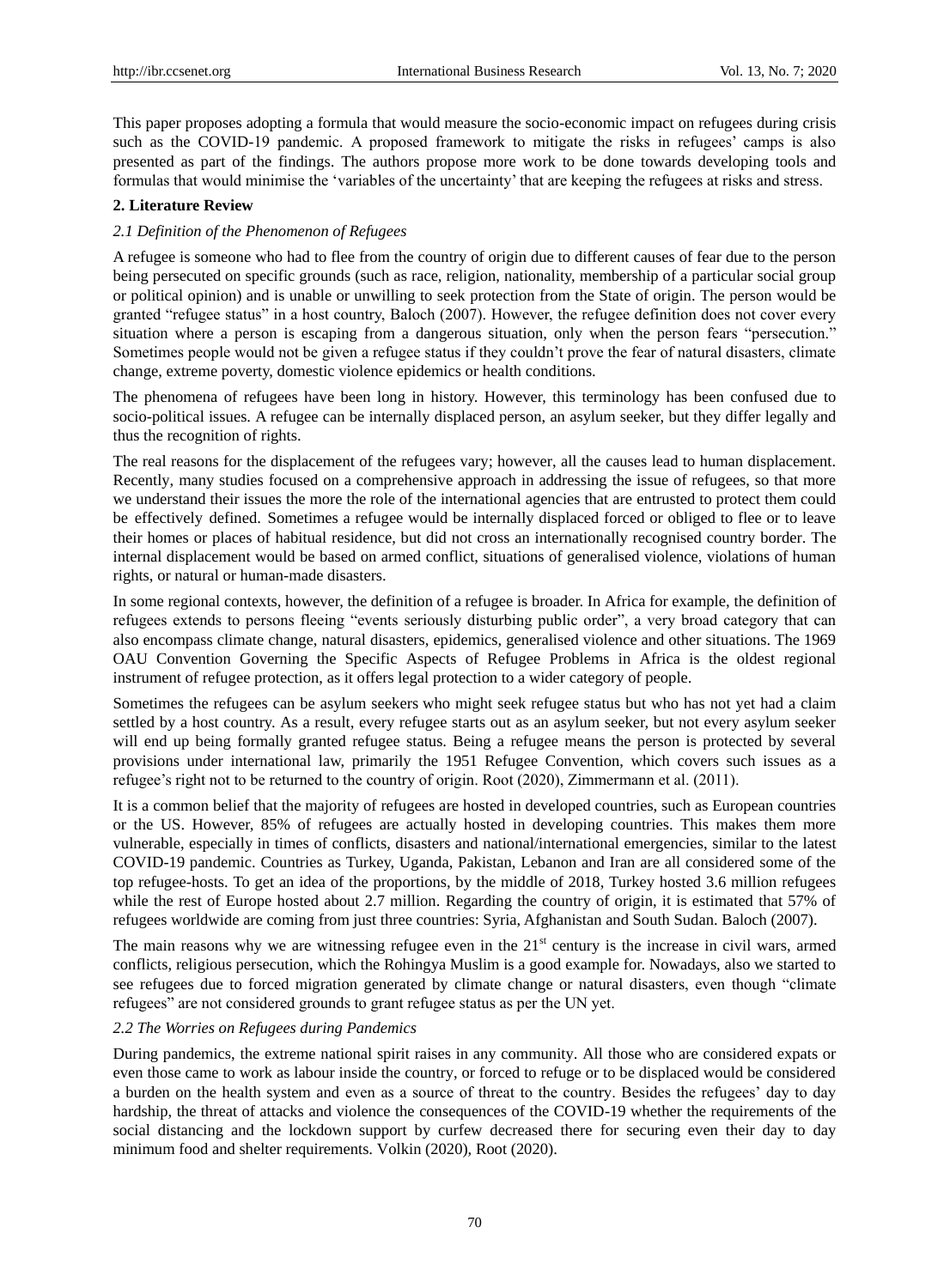This paper proposes adopting a formula that would measure the socio-economic impact on refugees during crisis such as the COVID-19 pandemic. A proposed framework to mitigate the risks in refugees' camps is also presented as part of the findings. The authors propose more work to be done towards developing tools and formulas that would minimise the 'variables of the uncertainty' that are keeping the refugees at risks and stress.

## 2. Literature Review

### *2.1 Definition of the Phenomenon of Refugees*

A refugee is someone who had to flee from the country of origin due to different causes of fear due to the person being persecuted on specific grounds (such as race, religion, nationality, membership of a particular social group or political opinion) and is unable or unwilling to seek protection from the State of origin. The person would be granted "refugee status" in a host country, Baloch (2007). However, the refugee definition does not cover every situation where a person is escaping from a dangerous situation, only when the person fears "persecution." Sometimes people would not be given a refugee status if they couldn't prove the fear of natural disasters, climate change, extreme poverty, domestic violence epidemics or health conditions.

The phenomena of refugees have been long in history. However, this terminology has been confused due to socio-political issues. A refugee can be internally displaced person, an asylum seeker, but they differ legally and thus the recognition of rights.

The real reasons for the displacement of the refugees vary; however, all the causes lead to human displacement. Recently, many studies focused on a comprehensive approach in addressing the issue of refugees, so that more we understand their issues the more the role of the international agencies that are entrusted to protect them could be effectively defined. Sometimes a refugee would be internally displaced forced or obliged to flee or to leave their homes or places of habitual residence, but did not cross an internationally recognised country border. The internal displacement would be based on armed conflict, situations of generalised violence, violations of human rights, or natural or human-made disasters.

In some regional contexts, however, the definition of a refugee is broader. In Africa for example, the definition of refugees extends to persons fleeing "events seriously disturbing public order", a very broad category that can also encompass climate change, natural disasters, epidemics, generalised violence and other situations. The 1969 OAU Convention Governing the Specific Aspects of Refugee Problems in Africa is the oldest regional instrument of refugee protection, as it offers legal protection to a wider category of people.

Sometimes the refugees can be asylum seekers who might seek refugee status but who has not yet had a claim settled by a host country. As a result, every refugee starts out as an asylum seeker, but not every asylum seeker will end up being formally granted refugee status. Being a refugee means the person is protected by several provisions under international law, primarily the 1951 Refugee Convention, which covers such issues as a refugee's right not to be returned to the country of origin. Root (2020), Zimmermann et al. (2011).

It is a common belief that the majority of refugees are hosted in developed countries, such as European countries or the US. However, 85% of refugees are actually hosted in developing countries. This makes them more vulnerable, especially in times of conflicts, disasters and national/international emergencies, similar to the latest COVID-19 pandemic. Countries as Turkey, Uganda, Pakistan, Lebanon and Iran are all considered some of the top refugee-hosts. To get an idea of the proportions, by the middle of 2018, Turkey hosted 3.6 million refugees while the rest of Europe hosted about 2.7 million. Regarding the country of origin, it is estimated that 57% of refugees worldwide are coming from just three countries: Syria, Afghanistan and South Sudan. Baloch (2007).

The main reasons why we are witnessing refugee even in the 21st century is the increase in civil wars, armed conflicts, religious persecution, which the Rohingya Muslim is a good example for. Nowadays, also we started to see refugees due to forced migration generated by climate change or natural disasters, even though "climate refugees" are not considered grounds to grant refugee status as per the UN yet.

### *2.2 The Worries on Refugees during Pandemics*

During pandemics, the extreme national spirit raises in any community. All those who are considered expats or even those came to work as labour inside the country, or forced to refuge or to be displaced would be considered a burden on the health system and even as a source of threat to the country. Besides the refugees' day to day hardship, the threat of attacks and violence the consequences of the COVID-19 whether the requirements of the social distancing and the lockdown support by curfew decreased there for securing even their day to day minimum food and shelter requirements. Volkin (2020), Root (2020).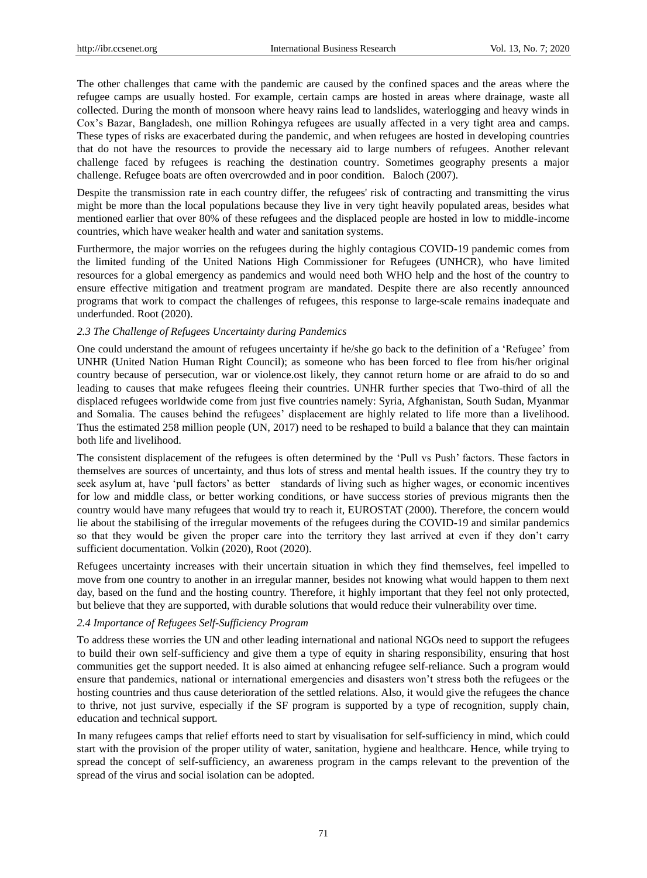The other challenges that came with the pandemic are caused by the confined spaces and the areas where the refugee camps are usually hosted. For example, certain camps are hosted in areas where drainage, waste all collected. During the month of monsoon where heavy rains lead to landslides, waterlogging and heavy winds in Cox's Bazar, Bangladesh, one million Rohingya refugees are usually affected in a very tight area and camps. These types of risks are exacerbated during the pandemic, and when refugees are hosted in developing countries that do not have the resources to provide the necessary aid to large numbers of refugees. Another relevant challenge faced by refugees is reaching the destination country. Sometimes geography presents a major challenge. Refugee boats are often overcrowded and in poor condition. Baloch (2007).

Despite the transmission rate in each country differ, the refugees' risk of contracting and transmitting the virus might be more than the local populations because they live in very tight heavily populated areas, besides what mentioned earlier that over 80% of these refugees and the displaced people are hosted in low to middle-income countries, which have weaker health and water and sanitation systems.

Furthermore, the major worries on the refugees during the highly contagious COVID-19 pandemic comes from the limited funding of the United Nations High Commissioner for Refugees (UNHCR), who have limited resources for a global emergency as pandemics and would need both WHO help and the host of the country to ensure effective mitigation and treatment program are mandated. Despite there are also recently announced programs that work to compact the challenges of refugees, this response to large-scale remains inadequate and underfunded. Root (2020).

### *2.3 The Challenge of Refugees Uncertainty during Pandemics*

One could understand the amount of refugees uncertainty if he/she go back to the definition of a 'Refugee' from UNHR (United Nation Human Right Council); as someone who has been forced to flee from his/her original country because of persecution, war or violence.ost likely, they cannot return home or are afraid to do so and leading to causes that make refugees fleeing their countries. UNHR further species that Two-third of all the displaced refugees worldwide come from just five countries namely: Syria, Afghanistan, South Sudan, Myanmar and Somalia. The causes behind the refugees' displacement are highly related to life more than a livelihood. Thus the estimated 258 million people (UN, 2017) need to be reshaped to build a balance that they can maintain both life and livelihood.

The consistent displacement of the refugees is often determined by the 'Pull vs Push' factors. These factors in themselves are sources of uncertainty, and thus lots of stress and mental health issues. If the country they try to seek asylum at, have 'pull factors' as better standards of living such as higher wages, or economic incentives for low and middle class, or better working conditions, or have success stories of previous migrants then the country would have many refugees that would try to reach it, EUROSTAT (2000). Therefore, the concern would lie about the stabilising of the irregular movements of the refugees during the COVID-19 and similar pandemics so that they would be given the proper care into the territory they last arrived at even if they don't carry sufficient documentation. Volkin (2020), Root (2020).

Refugees uncertainty increases with their uncertain situation in which they find themselves, feel impelled to move from one country to another in an irregular manner, besides not knowing what would happen to them next day, based on the fund and the hosting country. Therefore, it highly important that they feel not only protected, but believe that they are supported, with durable solutions that would reduce their vulnerability over time.

### *2.4 Importance of Refugees Self-Sufficiency Program*

To address these worries the UN and other leading international and national NGOs need to support the refugees to build their own self-sufficiency and give them a type of equity in sharing responsibility, ensuring that host communities get the support needed. It is also aimed at enhancing refugee self-reliance. Such a program would ensure that pandemics, national or international emergencies and disasters won't stress both the refugees or the hosting countries and thus cause deterioration of the settled relations. Also, it would give the refugees the chance to thrive, not just survive, especially if the SF program is supported by a type of recognition, supply chain, education and technical support.

In many refugees camps that relief efforts need to start by visualisation for self-sufficiency in mind, which could start with the provision of the proper utility of water, sanitation, hygiene and healthcare. Hence, while trying to spread the concept of self-sufficiency, an awareness program in the camps relevant to the prevention of the spread of the virus and social isolation can be adopted.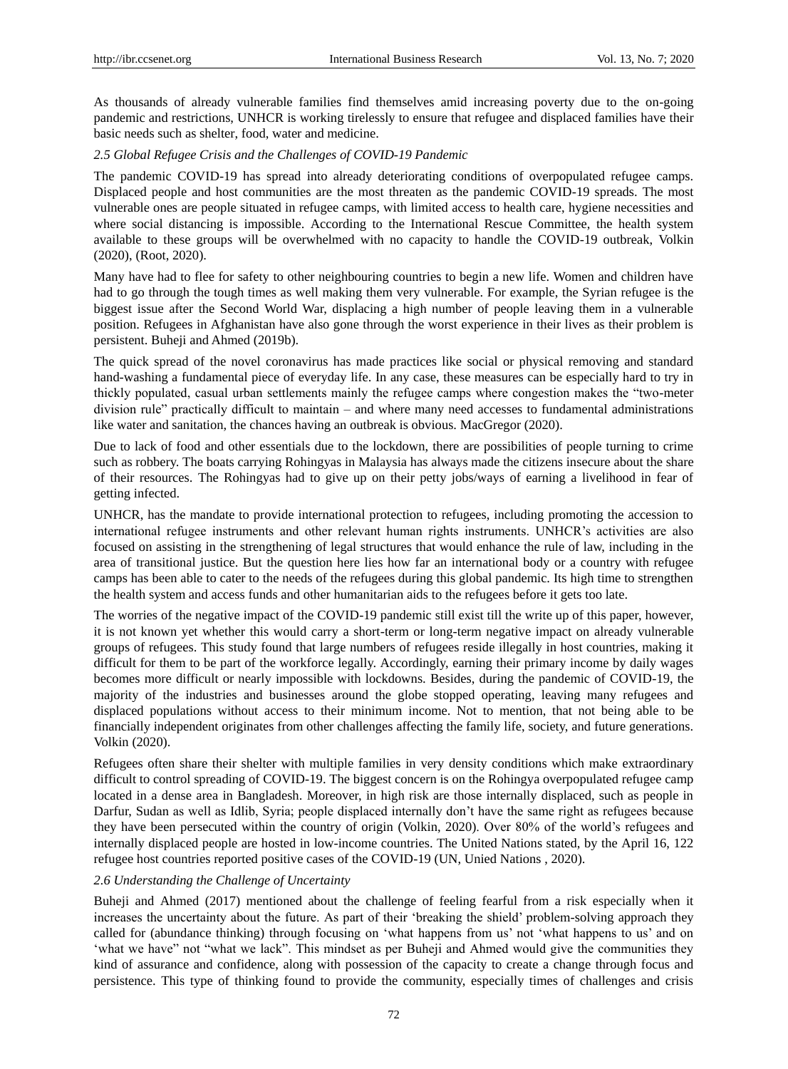As thousands of already vulnerable families find themselves amid increasing poverty due to the on-going pandemic and restrictions, UNHCR is working tirelessly to ensure that refugee and displaced families have their basic needs such as shelter, food, water and medicine.

### *2.5 Global Refugee Crisis and the Challenges of COVID-19 Pandemic*

The pandemic COVID-19 has spread into already deteriorating conditions of overpopulated refugee camps. Displaced people and host communities are the most threaten as the pandemic COVID-19 spreads. The most vulnerable ones are people situated in refugee camps, with limited access to health care, hygiene necessities and where social distancing is impossible. According to the International Rescue Committee, the health system available to these groups will be overwhelmed with no capacity to handle the COVID-19 outbreak, Volkin (2020), (Root, 2020).

Many have had to flee for safety to other neighbouring countries to begin a new life. Women and children have had to go through the tough times as well making them very vulnerable. For example, the Syrian refugee is the biggest issue after the Second World War, displacing a high number of people leaving them in a vulnerable position. Refugees in Afghanistan have also gone through the worst experience in their lives as their problem is persistent. Buheji and Ahmed (2019b).

The quick spread of the novel coronavirus has made practices like social or physical removing and standard hand-washing a fundamental piece of everyday life. In any case, these measures can be especially hard to try in thickly populated, casual urban settlements mainly the refugee camps where congestion makes the "two-meter division rule" practically difficult to maintain – and where many need accesses to fundamental administrations like water and sanitation, the chances having an outbreak is obvious. MacGregor (2020).

Due to lack of food and other essentials due to the lockdown, there are possibilities of people turning to crime such as robbery. The boats carrying Rohingyas in Malaysia has always made the citizens insecure about the share of their resources. The Rohingyas had to give up on their petty jobs/ways of earning a livelihood in fear of getting infected.

UNHCR, has the mandate to provide international protection to refugees, including promoting the accession to international refugee instruments and other relevant human rights instruments. UNHCR's activities are also focused on assisting in the strengthening of legal structures that would enhance the rule of law, including in the area of transitional justice. But the question here lies how far an international body or a country with refugee camps has been able to cater to the needs of the refugees during this global pandemic. Its high time to strengthen the health system and access funds and other humanitarian aids to the refugees before it gets too late.

The worries of the negative impact of the COVID-19 pandemic still exist till the write up of this paper, however, it is not known yet whether this would carry a short-term or long-term negative impact on already vulnerable groups of refugees. This study found that large numbers of refugees reside illegally in host countries, making it difficult for them to be part of the workforce legally. Accordingly, earning their primary income by daily wages becomes more difficult or nearly impossible with lockdowns. Besides, during the pandemic of COVID-19, the majority of the industries and businesses around the globe stopped operating, leaving many refugees and displaced populations without access to their minimum income. Not to mention, that not being able to be financially independent originates from other challenges affecting the family life, society, and future generations. Volkin (2020).

Refugees often share their shelter with multiple families in very density conditions which make extraordinary difficult to control spreading of COVID-19. The biggest concern is on the Rohingya overpopulated refugee camp located in a dense area in Bangladesh. Moreover, in high risk are those internally displaced, such as people in Darfur, Sudan as well as Idlib, Syria; people displaced internally don't have the same right as refugees because they have been persecuted within the country of origin (Volkin, 2020). Over 80% of the world's refugees and internally displaced people are hosted in low-income countries. The United Nations stated, by the April 16, 122 refugee host countries reported positive cases of the COVID-19 (UN, Unied Nations , 2020).

### *2.6 Understanding the Challenge of Uncertainty*

Buheji and Ahmed (2017) mentioned about the challenge of feeling fearful from a risk especially when it increases the uncertainty about the future. As part of their 'breaking the shield' problem-solving approach they called for (abundance thinking) through focusing on 'what happens from us' not 'what happens to us' and on 'what we have" not "what we lack". This mindset as per Buheji and Ahmed would give the communities they kind of assurance and confidence, along with possession of the capacity to create a change through focus and persistence. This type of thinking found to provide the community, especially times of challenges and crisis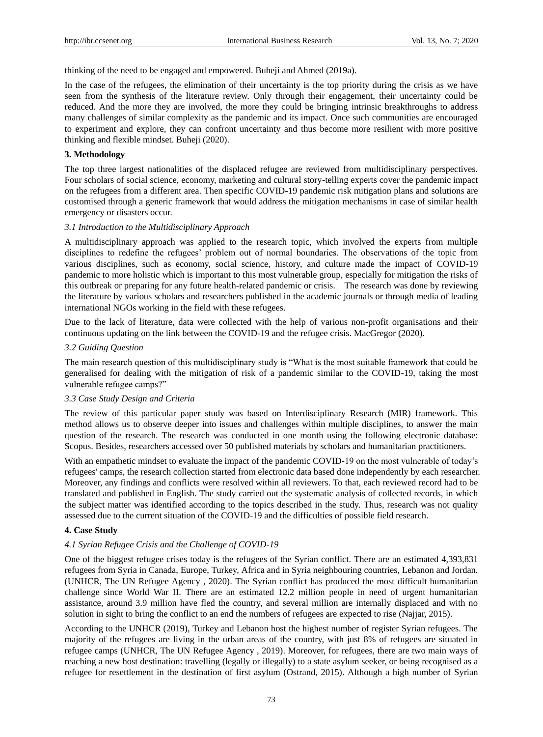thinking of the need to be engaged and empowered. Buheji and Ahmed (2019a).

In the case of the refugees, the elimination of their uncertainty is the top priority during the crisis as we have seen from the synthesis of the literature review. Only through their engagement, their uncertainty could be reduced. And the more they are involved, the more they could be bringing intrinsic breakthroughs to address many challenges of similar complexity as the pandemic and its impact. Once such communities are encouraged to experiment and explore, they can confront uncertainty and thus become more resilient with more positive thinking and flexible mindset. Buheji (2020).

## 3. Methodology

The top three largest nationalities of the displaced refugee are reviewed from multidisciplinary perspectives. Four scholars of social science, economy, marketing and cultural story-telling experts cover the pandemic impact on the refugees from a different area. Then specific COVID-19 pandemic risk mitigation plans and solutions are customised through a generic framework that would address the mitigation mechanisms in case of similar health emergency or disasters occur.

### *3.1 Introduction to the Multidisciplinary Approach*

A multidisciplinary approach was applied to the research topic, which involved the experts from multiple disciplines to redefine the refugees' problem out of normal boundaries. The observations of the topic from various disciplines, such as economy, social science, history, and culture made the impact of COVID-19 pandemic to more holistic which is important to this most vulnerable group, especially for mitigation the risks of this outbreak or preparing for any future health-related pandemic or crisis. The research was done by reviewing the literature by various scholars and researchers published in the academic journals or through media of leading international NGOs working in the field with these refugees.

Due to the lack of literature, data were collected with the help of various non-profit organisations and their continuous updating on the link between the COVID-19 and the refugee crisis. MacGregor (2020).

### *3.2 Guiding Question*

The main research question of this multidisciplinary study is "What is the most suitable framework that could be generalised for dealing with the mitigation of risk of a pandemic similar to the COVID-19, taking the most vulnerable refugee camps?"

### *3.3 Case Study Design and Criteria*

The review of this particular paper study was based on Interdisciplinary Research (MIR) framework. This method allows us to observe deeper into issues and challenges within multiple disciplines, to answer the main question of the research. The research was conducted in one month using the following electronic database: Scopus. Besides, researchers accessed over 50 published materials by scholars and humanitarian practitioners.

With an empathetic mindset to evaluate the impact of the pandemic COVID-19 on the most vulnerable of today's refugees' camps, the research collection started from electronic data based done independently by each researcher. Moreover, any findings and conflicts were resolved within all reviewers. To that, each reviewed record had to be translated and published in English. The study carried out the systematic analysis of collected records, in which the subject matter was identified according to the topics described in the study. Thus, research was not quality assessed due to the current situation of the COVID-19 and the difficulties of possible field research.

## 4. Case Study

### *4.1 Syrian Refugee Crisis and the Challenge of COVID-19*

One of the biggest refugee crises today is the refugees of the Syrian conflict. There are an estimated 4,393,831 refugees from Syria in Canada, Europe, Turkey, Africa and in Syria neighbouring countries, Lebanon and Jordan. (UNHCR, The UN Refugee Agency , 2020). The Syrian conflict has produced the most difficult humanitarian challenge since World War II. There are an estimated 12.2 million people in need of urgent humanitarian assistance, around 3.9 million have fled the country, and several million are internally displaced and with no solution in sight to bring the conflict to an end the numbers of refugees are expected to rise (Najjar, 2015).

According to the UNHCR (2019), Turkey and Lebanon host the highest number of register Syrian refugees. The majority of the refugees are living in the urban areas of the country, with just 8% of refugees are situated in refugee camps (UNHCR, The UN Refugee Agency , 2019). Moreover, for refugees, there are two main ways of reaching a new host destination: travelling (legally or illegally) to a state asylum seeker, or being recognised as a refugee for resettlement in the destination of first asylum (Ostrand, 2015). Although a high number of Syrian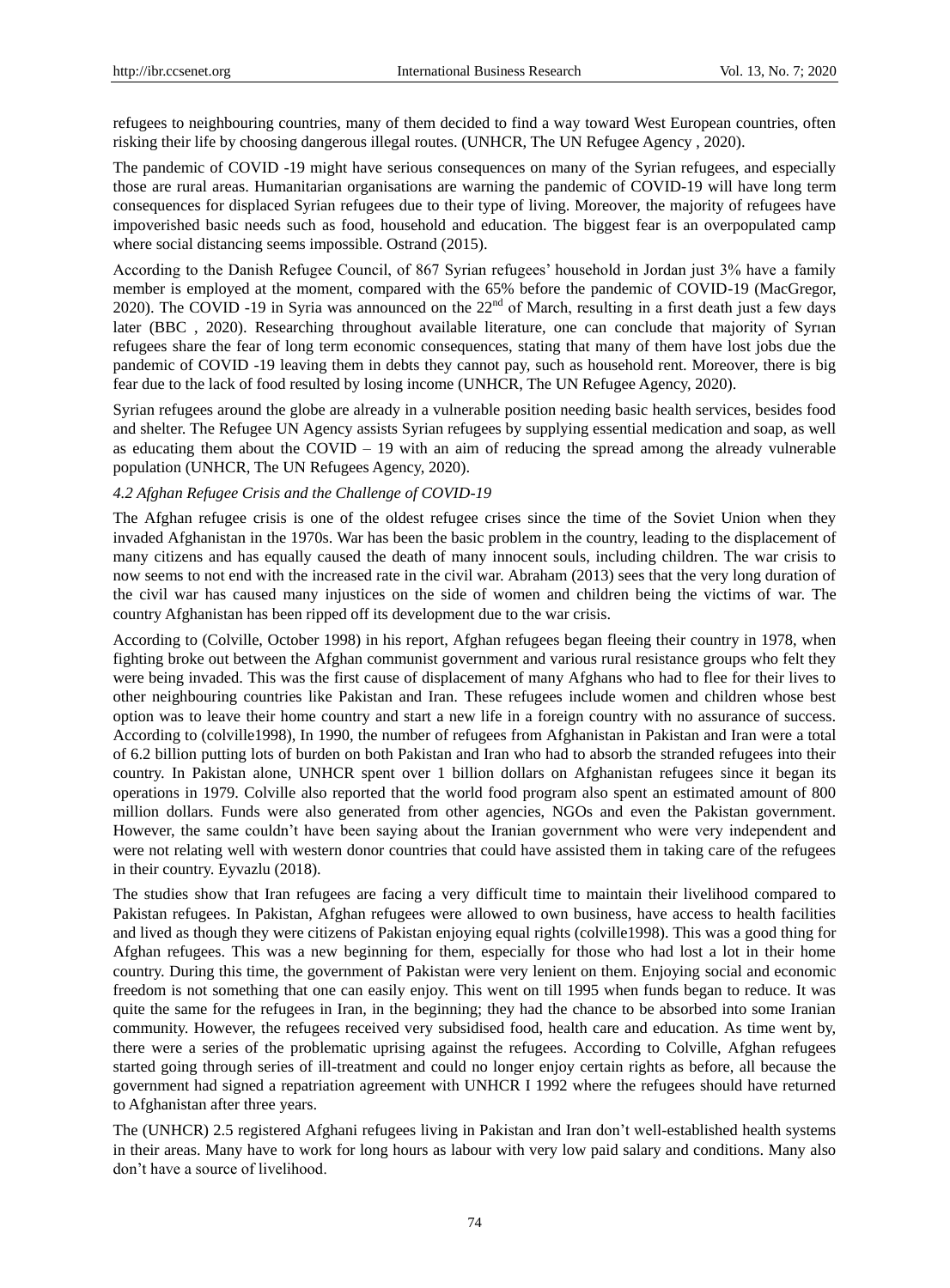refugees to neighbouring countries, many of them decided to find a way toward West European countries, often risking their life by choosing dangerous illegal routes. (UNHCR, The UN Refugee Agency , 2020).

The pandemic of COVID -19 might have serious consequences on many of the Syrian refugees, and especially those are rural areas. Humanitarian organisations are warning the pandemic of COVID-19 will have long term consequences for displaced Syrian refugees due to their type of living. Moreover, the majority of refugees have impoverished basic needs such as food, household and education. The biggest fear is an overpopulated camp where social distancing seems impossible. Ostrand (2015).

According to the Danish Refugee Council, of 867 Syrian refugees' household in Jordan just 3% have a family member is employed at the moment, compared with the 65% before the pandemic of COVID-19 (MacGregor, 2020). The COVID -19 in Syria was announced on the 22nd of March, resulting in a first death just a few days later (BBC , 2020). Researching throughout available literature, one can conclude that majority of Syrıan refugees share the fear of long term economic consequences, stating that many of them have lost jobs due the pandemic of COVID -19 leaving them in debts they cannot pay, such as household rent. Moreover, there is big fear due to the lack of food resulted by losing income (UNHCR, The UN Refugee Agency, 2020).

Syrian refugees around the globe are already in a vulnerable position needing basic health services, besides food and shelter. The Refugee UN Agency assists Syrian refugees by supplying essential medication and soap, as well as educating them about the COVID – 19 with an aim of reducing the spread among the already vulnerable population (UNHCR, The UN Refugees Agency, 2020).

*4.2 Afghan Refugee Crisis and the Challenge of COVID-19*

The Afghan refugee crisis is one of the oldest refugee crises since the time of the Soviet Union when they invaded Afghanistan in the 1970s. War has been the basic problem in the country, leading to the displacement of many citizens and has equally caused the death of many innocent souls, including children. The war crisis to now seems to not end with the increased rate in the civil war. Abraham (2013) sees that the very long duration of the civil war has caused many injustices on the side of women and children being the victims of war. The country Afghanistan has been ripped off its development due to the war crisis.

According to (Colville, October 1998) in his report, Afghan refugees began fleeing their country in 1978, when fighting broke out between the Afghan communist government and various rural resistance groups who felt they were being invaded. This was the first cause of displacement of many Afghans who had to flee for their lives to other neighbouring countries like Pakistan and Iran. These refugees include women and children whose best option was to leave their home country and start a new life in a foreign country with no assurance of success. According to (colville1998), In 1990, the number of refugees from Afghanistan in Pakistan and Iran were a total of 6.2 billion putting lots of burden on both Pakistan and Iran who had to absorb the stranded refugees into their country. In Pakistan alone, UNHCR spent over 1 billion dollars on Afghanistan refugees since it began its operations in 1979. Colville also reported that the world food program also spent an estimated amount of 800 million dollars. Funds were also generated from other agencies, NGOs and even the Pakistan government. However, the same couldn't have been saying about the Iranian government who were very independent and were not relating well with western donor countries that could have assisted them in taking care of the refugees in their country. Eyvazlu (2018).

The studies show that Iran refugees are facing a very difficult time to maintain their livelihood compared to Pakistan refugees. In Pakistan, Afghan refugees were allowed to own business, have access to health facilities and lived as though they were citizens of Pakistan enjoying equal rights (colville1998). This was a good thing for Afghan refugees. This was a new beginning for them, especially for those who had lost a lot in their home country. During this time, the government of Pakistan were very lenient on them. Enjoying social and economic freedom is not something that one can easily enjoy. This went on till 1995 when funds began to reduce. It was quite the same for the refugees in Iran, in the beginning; they had the chance to be absorbed into some Iranian community. However, the refugees received very subsidised food, health care and education. As time went by, there were a series of the problematic uprising against the refugees. According to Colville, Afghan refugees started going through series of ill-treatment and could no longer enjoy certain rights as before, all because the government had signed a repatriation agreement with UNHCR I 1992 where the refugees should have returned to Afghanistan after three years.

The (UNHCR) 2.5 registered Afghani refugees living in Pakistan and Iran don't well-established health systems in their areas. Many have to work for long hours as labour with very low paid salary and conditions. Many also don't have a source of livelihood.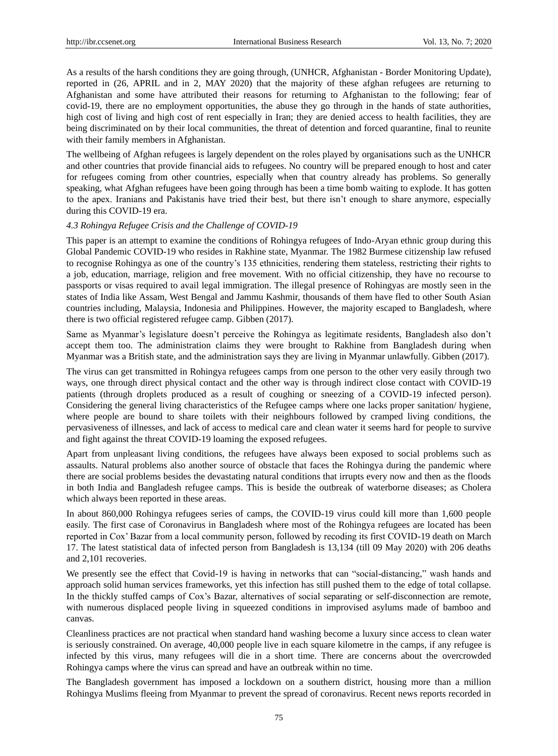As a results of the harsh conditions they are going through, (UNHCR, Afghanistan - Border Monitoring Update), reported in (26, APRIL and in 2, MAY 2020) that the majority of these afghan refugees are returning to Afghanistan and some have attributed their reasons for returning to Afghanistan to the following; fear of covid-19, there are no employment opportunities, the abuse they go through in the hands of state authorities, high cost of living and high cost of rent especially in Iran; they are denied access to health facilities, they are being discriminated on by their local communities, the threat of detention and forced quarantine, final to reunite with their family members in Afghanistan.

The wellbeing of Afghan refugees is largely dependent on the roles played by organisations such as the UNHCR and other countries that provide financial aids to refugees. No country will be prepared enough to host and cater for refugees coming from other countries, especially when that country already has problems. So generally speaking, what Afghan refugees have been going through has been a time bomb waiting to explode. It has gotten to the apex. Iranians and Pakistanis have tried their best, but there isn't enough to share anymore, especially during this COVID-19 era.

### *4.3 Rohingya Refugee Crisis and the Challenge of COVID-19*

This paper is an attempt to examine the conditions of Rohingya refugees of Indo-Aryan ethnic group during this Global Pandemic COVID-19 who resides in Rakhine state, Myanmar. The 1982 Burmese citizenship law refused to recognise Rohingya as one of the country's 135 ethnicities, rendering them stateless, restricting their rights to a job, education, marriage, religion and free movement. With no official citizenship, they have no recourse to passports or visas required to avail legal immigration. The illegal presence of Rohingyas are mostly seen in the states of India like Assam, West Bengal and Jammu Kashmir, thousands of them have fled to other South Asian countries including, Malaysia, Indonesia and Philippines. However, the majority escaped to Bangladesh, where there is two official registered refugee camp. Gibben (2017).

Same as Myanmar's legislature doesn't perceive the Rohingya as legitimate residents, Bangladesh also don't accept them too. The administration claims they were brought to Rakhine from Bangladesh during when Myanmar was a British state, and the administration says they are living in Myanmar unlawfully. Gibben (2017).

The virus can get transmitted in Rohingya refugees camps from one person to the other very easily through two ways, one through direct physical contact and the other way is through indirect close contact with COVID-19 patients (through droplets produced as a result of coughing or sneezing of a COVID-19 infected person). Considering the general living characteristics of the Refugee camps where one lacks proper sanitation/ hygiene, where people are bound to share toilets with their neighbours followed by cramped living conditions, the pervasiveness of illnesses, and lack of access to medical care and clean water it seems hard for people to survive and fight against the threat COVID-19 loaming the exposed refugees.

Apart from unpleasant living conditions, the refugees have always been exposed to social problems such as assaults. Natural problems also another source of obstacle that faces the Rohingya during the pandemic where there are social problems besides the devastating natural conditions that irrupts every now and then as the floods in both India and Bangladesh refugee camps. This is beside the outbreak of waterborne diseases; as Cholera which always been reported in these areas.

In about 860,000 Rohingya refugees series of camps, the COVID-19 virus could kill more than 1,600 people easily. The first case of Coronavirus in Bangladesh where most of the Rohingya refugees are located has been reported in Cox' Bazar from a local community person, followed by recoding its first COVID-19 death on March 17. The latest statistical data of infected person from Bangladesh is 13,134 (till 09 May 2020) with 206 deaths and 2,101 recoveries.

We presently see the effect that Covid-19 is having in networks that can "social-distancing," wash hands and approach solid human services frameworks, yet this infection has still pushed them to the edge of total collapse. In the thickly stuffed camps of Cox's Bazar, alternatives of social separating or self-disconnection are remote, with numerous displaced people living in squeezed conditions in improvised asylums made of bamboo and canvas.

Cleanliness practices are not practical when standard hand washing become a luxury since access to clean water is seriously constrained. On average, 40,000 people live in each square kilometre in the camps, if any refugee is infected by this virus, many refugees will die in a short time. There are concerns about the overcrowded Rohingya camps where the virus can spread and have an outbreak within no time.

The Bangladesh government has imposed a lockdown on a southern district, housing more than a million Rohingya Muslims fleeing from Myanmar to prevent the spread of coronavirus. Recent news reports recorded in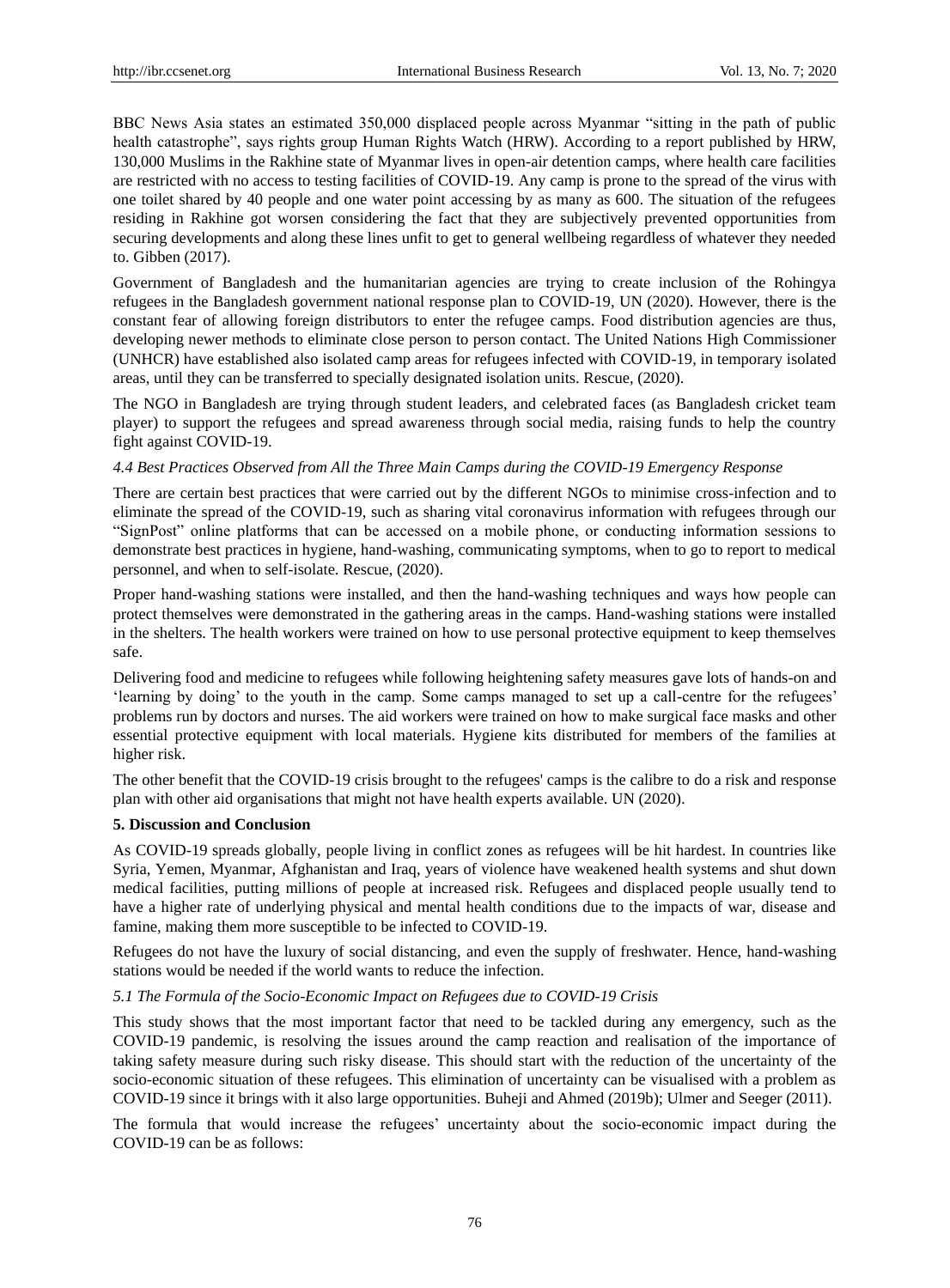BBC News Asia states an estimated 350,000 displaced people across Myanmar "sitting in the path of public health catastrophe", says rights group Human Rights Watch (HRW). According to a report published by HRW, 130,000 Muslims in the Rakhine state of Myanmar lives in open-air detention camps, where health care facilities are restricted with no access to testing facilities of COVID-19. Any camp is prone to the spread of the virus with one toilet shared by 40 people and one water point accessing by as many as 600. The situation of the refugees residing in Rakhine got worsen considering the fact that they are subjectively prevented opportunities from securing developments and along these lines unfit to get to general wellbeing regardless of whatever they needed to. Gibben (2017).

Government of Bangladesh and the humanitarian agencies are trying to create inclusion of the Rohingya refugees in the Bangladesh government national response plan to COVID-19, UN (2020). However, there is the constant fear of allowing foreign distributors to enter the refugee camps. Food distribution agencies are thus, developing newer methods to eliminate close person to person contact. The United Nations High Commissioner (UNHCR) have established also isolated camp areas for refugees infected with COVID-19, in temporary isolated areas, until they can be transferred to specially designated isolation units. Rescue, (2020).

The NGO in Bangladesh are trying through student leaders, and celebrated faces (as Bangladesh cricket team player) to support the refugees and spread awareness through social media, raising funds to help the country fight against COVID-19.

### *4.4 Best Practices Observed from All the Three Main Camps during the COVID-19 Emergency Response*

There are certain best practices that were carried out by the different NGOs to minimise cross-infection and to eliminate the spread of the COVID-19, such as sharing vital coronavirus information with refugees through our "SignPost" online platforms that can be accessed on a mobile phone, or conducting information sessions to demonstrate best practices in hygiene, hand-washing, communicating symptoms, when to go to report to medical personnel, and when to self-isolate. Rescue, (2020).

Proper hand-washing stations were installed, and then the hand-washing techniques and ways how people can protect themselves were demonstrated in the gathering areas in the camps. Hand-washing stations were installed in the shelters. The health workers were trained on how to use personal protective equipment to keep themselves safe.

Delivering food and medicine to refugees while following heightening safety measures gave lots of hands-on and 'learning by doing' to the youth in the camp. Some camps managed to set up a call-centre for the refugees' problems run by doctors and nurses. The aid workers were trained on how to make surgical face masks and other essential protective equipment with local materials. Hygiene kits distributed for members of the families at higher risk.

The other benefit that the COVID-19 crisis brought to the refugees' camps is the calibre to do a risk and response plan with other aid organisations that might not have health experts available. UN (2020).

## **5. Discussion and Conclusion**

As COVID-19 spreads globally, people living in conflict zones as refugees will be hit hardest. In countries like Syria, Yemen, Myanmar, Afghanistan and Iraq, years of violence have weakened health systems and shut down medical facilities, putting millions of people at increased risk. Refugees and displaced people usually tend to have a higher rate of underlying physical and mental health conditions due to the impacts of war, disease and famine, making them more susceptible to be infected to COVID-19.

Refugees do not have the luxury of social distancing, and even the supply of freshwater. Hence, hand-washing stations would be needed if the world wants to reduce the infection.

### *5.1 The Formula of the Socio-Economic Impact on Refugees due to COVID-19 Crisis*

This study shows that the most important factor that need to be tackled during any emergency, such as the COVID-19 pandemic, is resolving the issues around the camp reaction and realisation of the importance of taking safety measure during such risky disease. This should start with the reduction of the uncertainty of the socio-economic situation of these refugees. This elimination of uncertainty can be visualised with a problem as COVID-19 since it brings with it also large opportunities. Buheji and Ahmed (2019b); Ulmer and Seeger (2011).

The formula that would increase the refugees' uncertainty about the socio-economic impact during the COVID-19 can be as follows: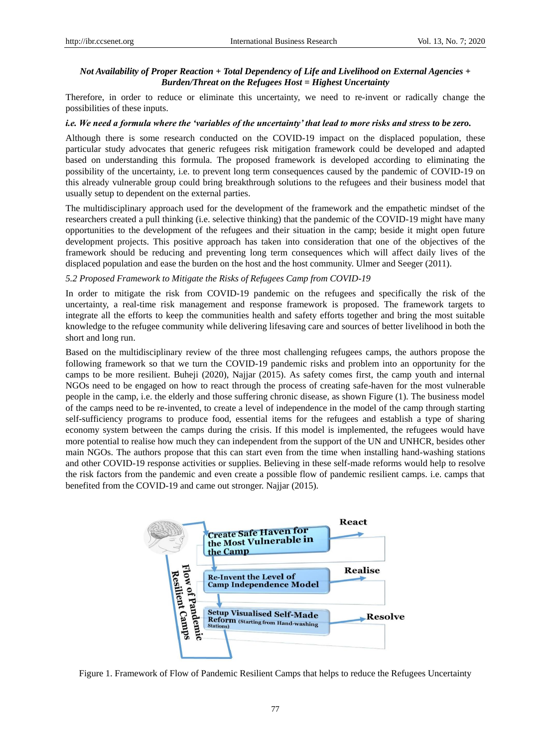***Not Availability of Proper Reaction + Total Dependency of Life and Livelihood on External Agencies + Burden/Threat on the Refugees Host = Highest Uncertainty***

Therefore, in order to reduce or eliminate this uncertainty, we need to re-invent or radically change the possibilities of these inputs.

***i.e. We need a formula where the 'variables of the uncertainty' that lead to more risks and stress to be zero.***

Although there is some research conducted on the COVID-19 impact on the displaced population, these particular study advocates that generic refugees risk mitigation framework could be developed and adapted based on understanding this formula. The proposed framework is developed according to eliminating the possibility of the uncertainty, i.e. to prevent long term consequences caused by the pandemic of COVID-19 on this already vulnerable group could bring breakthrough solutions to the refugees and their business model that usually setup to dependent on the external parties.

The multidisciplinary approach used for the development of the framework and the empathetic mindset of the researchers created a pull thinking (i.e. selective thinking) that the pandemic of the COVID-19 might have many opportunities to the development of the refugees and their situation in the camp; beside it might open future development projects. This positive approach has taken into consideration that one of the objectives of the framework should be reducing and preventing long term consequences which will affect daily lives of the displaced population and ease the burden on the host and the host community. Ulmer and Seeger (2011).

*5.2 Proposed Framework to Mitigate the Risks of Refugees Camp from COVID-19*

In order to mitigate the risk from COVID-19 pandemic on the refugees and specifically the risk of the uncertainty, a real-time risk management and response framework is proposed. The framework targets to integrate all the efforts to keep the communities health and safety efforts together and bring the most suitable knowledge to the refugee community while delivering lifesaving care and sources of better livelihood in both the short and long run.

Based on the multidisciplinary review of the three most challenging refugees camps, the authors propose the following framework so that we turn the COVID-19 pandemic risks and problem into an opportunity for the camps to be more resilient. Buheji (2020), Najjar (2015). As safety comes first, the camp youth and internal NGOs need to be engaged on how to react through the process of creating safe-haven for the most vulnerable people in the camp, i.e. the elderly and those suffering chronic disease, as shown Figure (1). The business model of the camps need to be re-invented, to create a level of independence in the model of the camp through starting self-sufficiency programs to produce food, essential items for the refugees and establish a type of sharing economy system between the camps during the crisis. If this model is implemented, the refugees would have more potential to realise how much they can independent from the support of the UN and UNHCR, besides other main NGOs. The authors propose that this can start even from the time when installing hand-washing stations and other COVID-19 response activities or supplies. Believing in these self-made reforms would help to resolve the risk factors from the pandemic and even create a possible flow of pandemic resilient camps. i.e. camps that benefited from the COVID-19 and came out stronger. Najjar (2015).

Flow of Pandemic Resilient Camps

Create Safe Haven for the Most Vulnerable in the Camp → React

Re-Invent the Level of Camp Independence Model → Realise

Setup Visualised Self-Made Reform (Starting from Hand-washing Stations) → Resolve

Figure 1. Framework of Flow of Pandemic Resilient Camps that helps to reduce the Refugees Uncertainty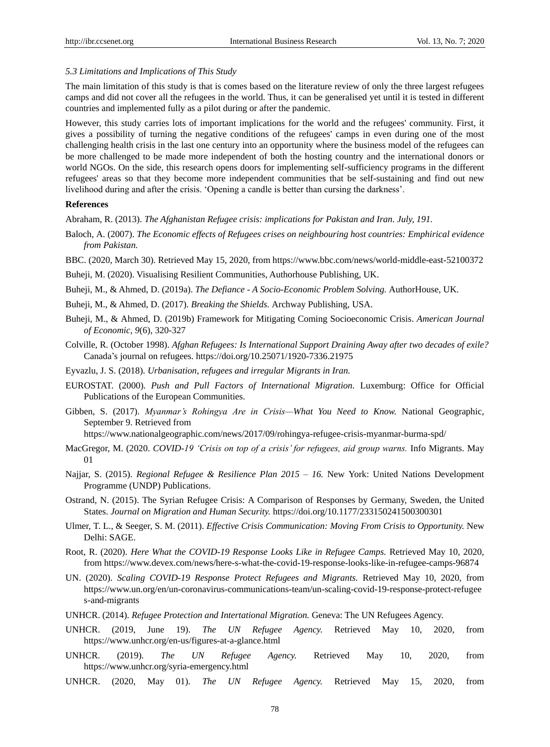*5.3 Limitations and Implications of This Study*

The main limitation of this study is that is comes based on the literature review of only the three largest refugees camps and did not cover all the refugees in the world. Thus, it can be generalised yet until it is tested in different countries and implemented fully as a pilot during or after the pandemic.

However, this study carries lots of important implications for the world and the refugees' community. First, it gives a possibility of turning the negative conditions of the refugees' camps in even during one of the most challenging health crisis in the last one century into an opportunity where the business model of the refugees can be more challenged to be made more independent of both the hosting country and the international donors or world NGOs. On the side, this research opens doors for implementing self-sufficiency programs in the different refugees' areas so that they become more independent communities that be self-sustaining and find out new livelihood during and after the crisis. 'Opening a candle is better than cursing the darkness'.

**References**

Abraham, R. (2013). *The Afghanistan Refugee crisis: implications for Pakistan and Iran. July, 191.*

Baloch, A. (2007). *The Economic effects of Refugees crises on neighbouring host countries: Emphirical evidence from Pakistan.*

BBC. (2020, March 30). Retrieved May 15, 2020, from https://www.bbc.com/news/world-middle-east-52100372

Buheji, M. (2020). Visualising Resilient Communities, Authorhouse Publishing, UK.

Buheji, M., & Ahmed, D. (2019a). *The Defiance - A Socio-Economic Problem Solving.* AuthorHouse, UK.

Buheji, M., & Ahmed, D. (2017). *Breaking the Shields.* Archway Publishing, USA.

Buheji, M., & Ahmed, D. (2019b) Framework for Mitigating Coming Socioeconomic Crisis. *American Journal of Economic, 9*(6), 320-327

Colville, R. (October 1998). *Afghan Refugees: Is International Support Draining Away after two decades of exile?* Canada's journal on refugees. https://doi.org/10.25071/1920-7336.21975

Eyvazlu, J. S. (2018). *Urbanisation, refugees and irregular Migrants in Iran.*

EUROSTAT. (2000). *Push and Pull Factors of International Migration.* Luxemburg: Office for Official Publications of the European Communities.

Gibben, S. (2017). *Myanmar's Rohingya Are in Crisis—What You Need to Know.* National Geographic, September 9. Retrieved from https://www.nationalgeographic.com/news/2017/09/rohingya-refugee-crisis-myanmar-burma-spd/

MacGregor, M. (2020. *COVID-19 'Crisis on top of a crisis' for refugees, aid group warns.* Info Migrants. May 01

Najjar, S. (2015). *Regional Refugee & Resilience Plan 2015 – 16.* New York: United Nations Development Programme (UNDP) Publications.

Ostrand, N. (2015). The Syrian Refugee Crisis: A Comparison of Responses by Germany, Sweden, the United States. *Journal on Migration and Human Security.* https://doi.org/10.1177/233150241500300301

Ulmer, T. L., & Seeger, S. M. (2011). *Effective Crisis Communication: Moving From Crisis to Opportunity.* New Delhi: SAGE.

Root, R. (2020). *Here What the COVID-19 Response Looks Like in Refugee Camps.* Retrieved May 10, 2020, from https://www.devex.com/news/here-s-what-the-covid-19-response-looks-like-in-refugee-camps-96874

UN. (2020). *Scaling COVID-19 Response Protect Refugees and Migrants.* Retrieved May 10, 2020, from https://www.un.org/en/un-coronavirus-communications-team/un-scaling-covid-19-response-protect-refugees-and-migrants

UNHCR. (2014). *Refugee Protection and Intertational Migration.* Geneva: The UN Refugees Agency.

UNHCR. (2019, June 19). *The UN Refugee Agency.* Retrieved May 10, 2020, from https://www.unhcr.org/en-us/figures-at-a-glance.html

UNHCR. (2019). *The UN Refugee Agency.* Retrieved May 10, 2020, from https://www.unhcr.org/syria-emergency.html

UNHCR. (2020, May 01). *The UN Refugee Agency.* Retrieved May 15, 2020, from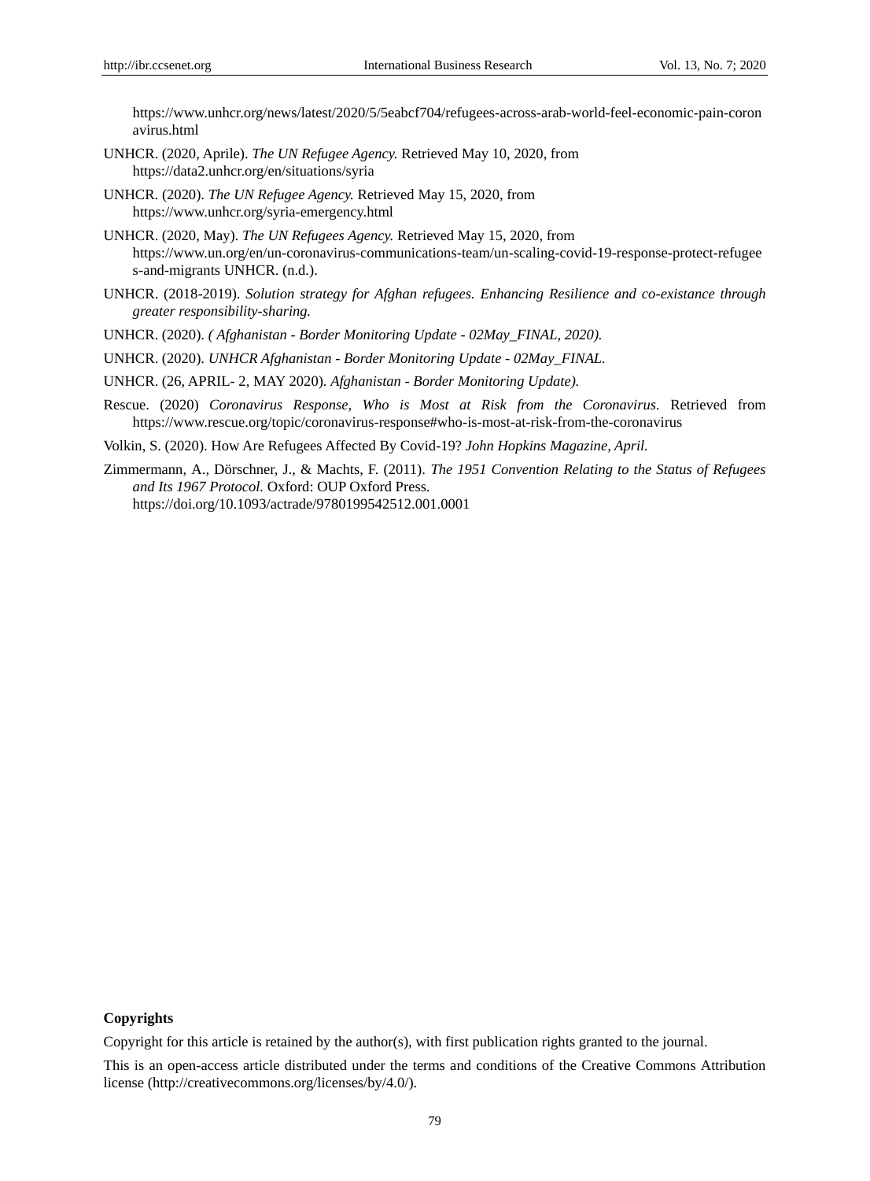https://www.unhcr.org/news/latest/2020/5/5eabcf704/refugees-across-arab-world-feel-economic-pain-coronavirus.html

UNHCR. (2020, Aprile). *The UN Refugee Agency.* Retrieved May 10, 2020, from https://data2.unhcr.org/en/situations/syria

UNHCR. (2020). *The UN Refugee Agency.* Retrieved May 15, 2020, from https://www.unhcr.org/syria-emergency.html

UNHCR. (2020, May). *The UN Refugees Agency.* Retrieved May 15, 2020, from https://www.un.org/en/un-coronavirus-communications-team/un-scaling-covid-19-response-protect-refugees-and-migrants UNHCR. (n.d.).

UNHCR. (2018-2019). *Solution strategy for Afghan refugees. Enhancing Resilience and co-existance through greater responsibility-sharing.*

UNHCR. (2020). *( Afghanistan - Border Monitoring Update - 02May_FINAL, 2020).*

UNHCR. (2020). *UNHCR Afghanistan - Border Monitoring Update - 02May_FINAL.*

UNHCR. (26, APRIL- 2, MAY 2020). *Afghanistan - Border Monitoring Update).*

Rescue. (2020) *Coronavirus Response, Who is Most at Risk from the Coronavirus.* Retrieved from https://www.rescue.org/topic/coronavirus-response#who-is-most-at-risk-from-the-coronavirus

Volkin, S. (2020). How Are Refugees Affected By Covid-19? *John Hopkins Magazine, April.*

Zimmermann, A., Dörschner, J., & Machts, F. (2011). *The 1951 Convention Relating to the Status of Refugees and Its 1967 Protocol.* Oxford: OUP Oxford Press. https://doi.org/10.1093/actrade/9780199542512.001.0001

**Copyrights**

Copyright for this article is retained by the author(s), with first publication rights granted to the journal.

This is an open-access article distributed under the terms and conditions of the Creative Commons Attribution license (http://creativecommons.org/licenses/by/4.0/).